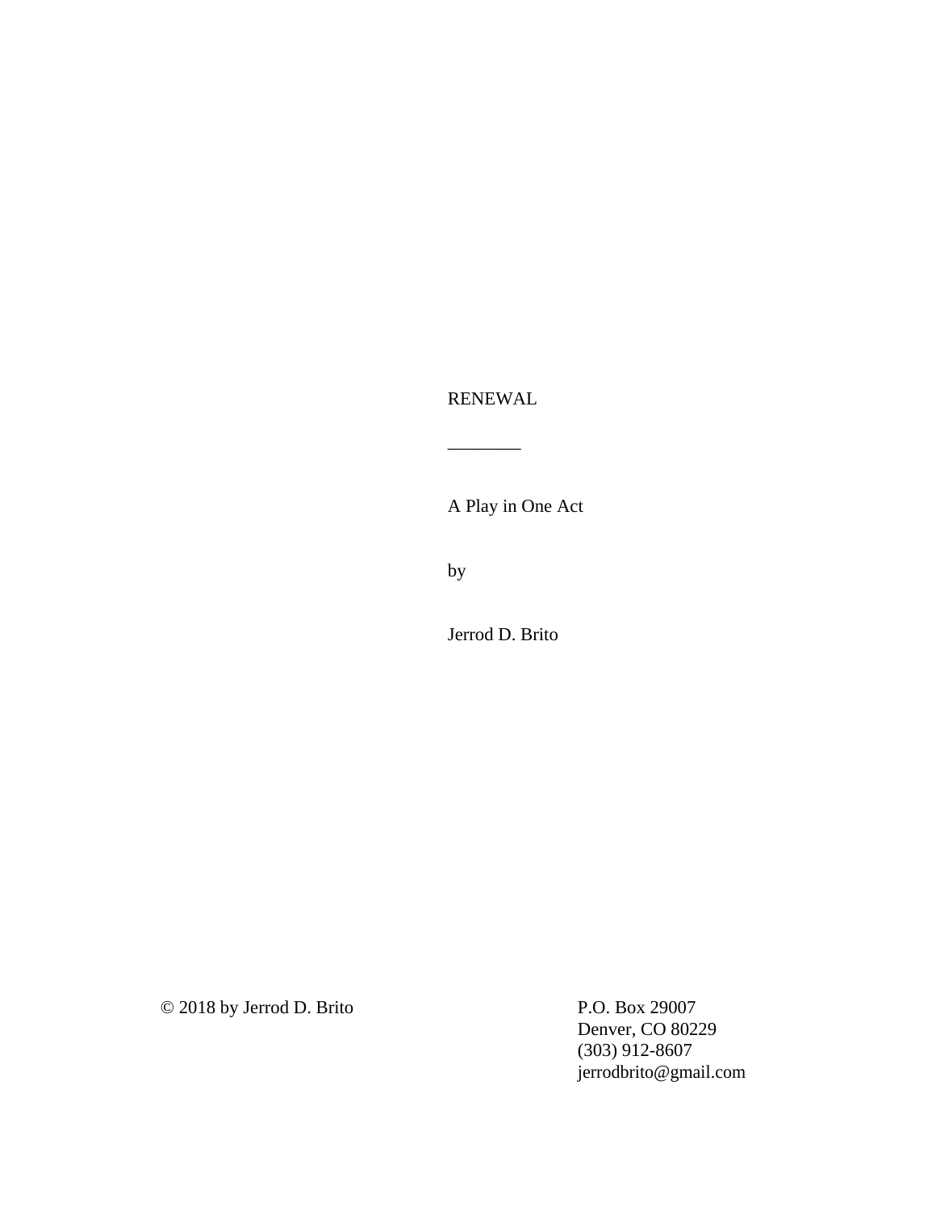# RENEWAL

________

A Play in One Act

by

Jerrod D. Brito

© 2018 by Jerrod D. Brito

P.O. Box 29007
Denver, CO 80229
(303) 912-8607
jerrodbrito@gmail.com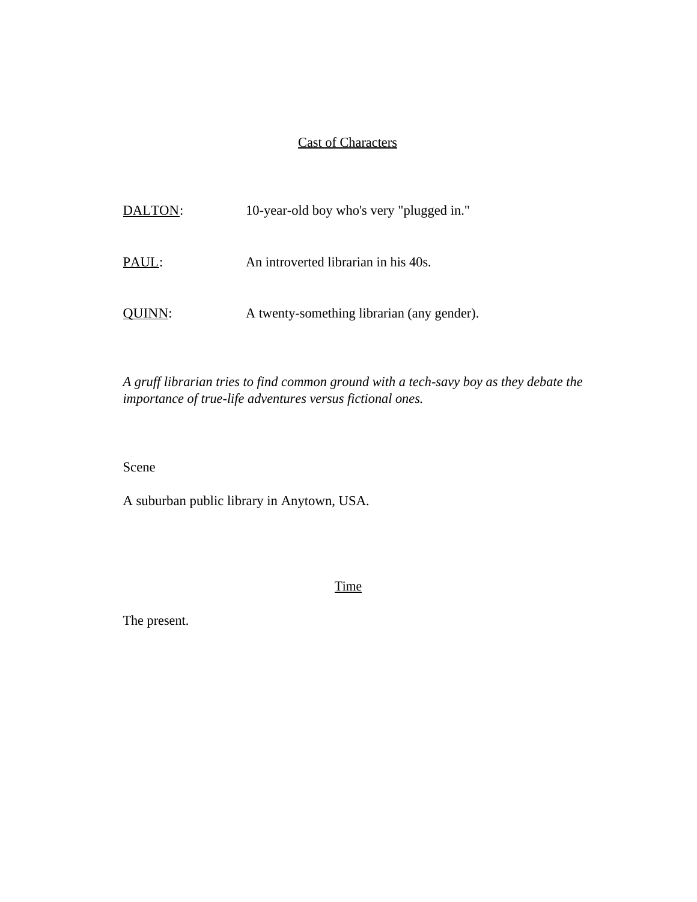<u>Cast of Characters</u>

<u>DALTON</u>: 10-year-old boy who's very "plugged in."

<u>PAUL</u>: An introverted librarian in his 40s.

<u>QUINN</u>: A twenty-something librarian (any gender).

*A gruff librarian tries to find common ground with a tech-savy boy as they debate the importance of true-life adventures versus fictional ones.*

Scene

A suburban public library in Anytown, USA.

<u>Time</u>

The present.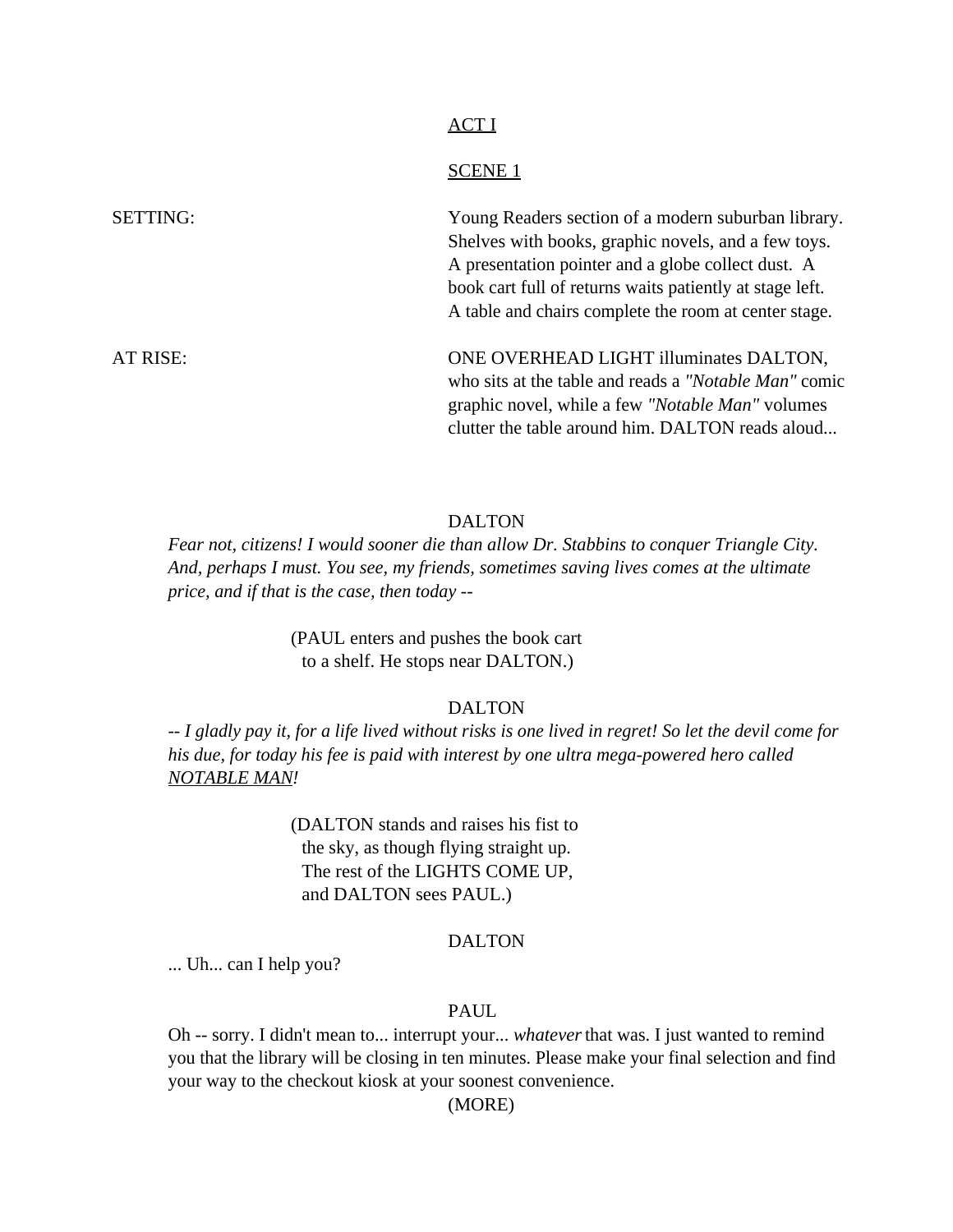ACT I

SCENE 1

SETTING: Young Readers section of a modern suburban library. Shelves with books, graphic novels, and a few toys. A presentation pointer and a globe collect dust. A book cart full of returns waits patiently at stage left. A table and chairs complete the room at center stage.

AT RISE: ONE OVERHEAD LIGHT illuminates DALTON, who sits at the table and reads a *"Notable Man"* comic graphic novel, while a few *"Notable Man"* volumes clutter the table around him. DALTON reads aloud...

DALTON

*Fear not, citizens! I would sooner die than allow Dr. Stabbins to conquer Triangle City. And, perhaps I must. You see, my friends, sometimes saving lives comes at the ultimate price, and if that is the case, then today --*

(PAUL enters and pushes the book cart to a shelf. He stops near DALTON.)

DALTON

-- *I gladly pay it, for a life lived without risks is one lived in regret! So let the devil come for his due, for today his fee is paid with interest by one ultra mega-powered hero called* <u>*NOTABLE MAN*</u>*!*

(DALTON stands and raises his fist to the sky, as though flying straight up. The rest of the LIGHTS COME UP, and DALTON sees PAUL.)

DALTON

... Uh... can I help you?

PAUL

Oh -- sorry. I didn't mean to... interrupt your... *whatever* that was. I just wanted to remind you that the library will be closing in ten minutes. Please make your final selection and find your way to the checkout kiosk at your soonest convenience.

(MORE)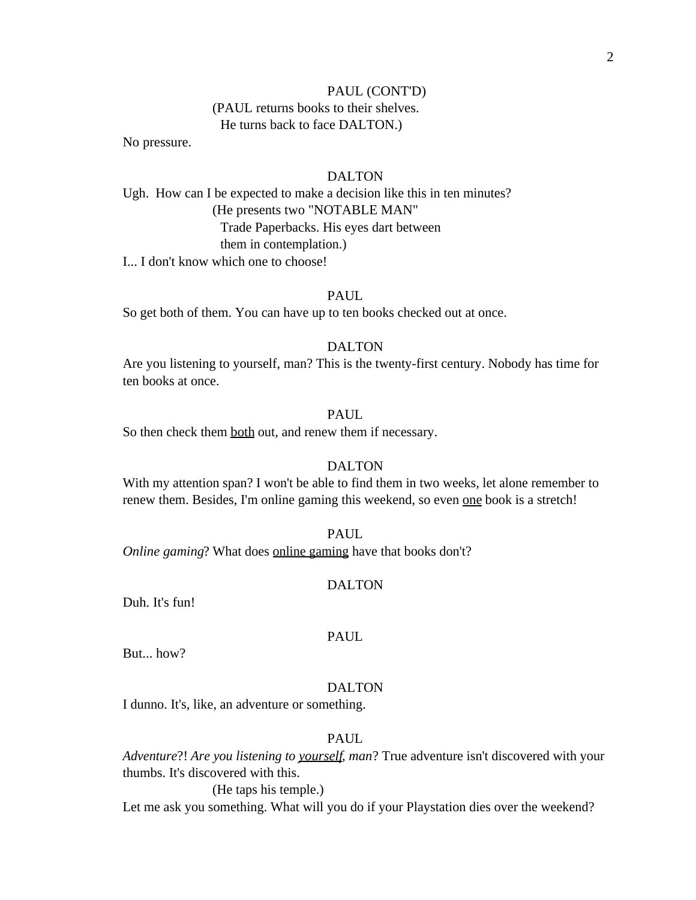PAUL (CONT'D)

(PAUL returns books to their shelves. He turns back to face DALTON.)

No pressure.

DALTON

Ugh.  How can I be expected to make a decision like this in ten minutes?

(He presents two "NOTABLE MAN" Trade Paperbacks. His eyes dart between them in contemplation.)

I... I don't know which one to choose!

PAUL

So get both of them. You can have up to ten books checked out at once.

DALTON

Are you listening to yourself, man? This is the twenty-first century. Nobody has time for ten books at once.

PAUL

So then check them <u>both</u> out, and renew them if necessary.

DALTON

With my attention span? I won't be able to find them in two weeks, let alone remember to renew them. Besides, I'm online gaming this weekend, so even <u>one</u> book is a stretch!

PAUL

*Online gaming*? What does <u>online gaming</u> have that books don't?

DALTON

Duh. It's fun!

PAUL

But... how?

DALTON

I dunno. It's, like, an adventure or something.

PAUL

*Adventure*?! *Are you listening to <u>yourself</u>, man*? True adventure isn't discovered with your thumbs. It's discovered with this.

(He taps his temple.)

Let me ask you something. What will you do if your Playstation dies over the weekend?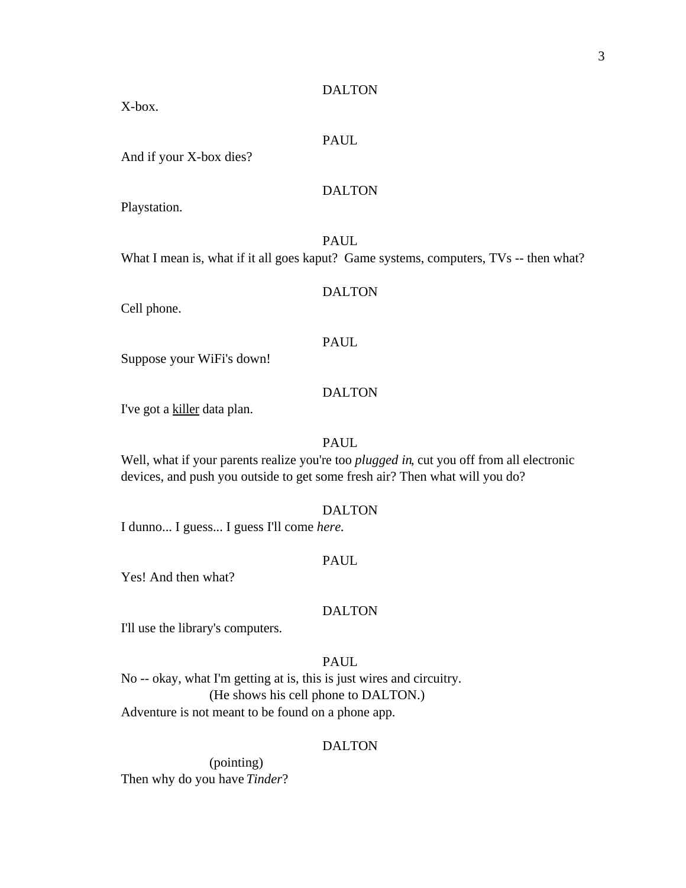DALTON

X-box.

PAUL

And if your X-box dies?

DALTON

Playstation.

PAUL

What I mean is, what if it all goes kaput? Game systems, computers, TVs -- then what?

DALTON

Cell phone.

PAUL

Suppose your WiFi's down!

DALTON

I've got a <u>killer</u> data plan.

PAUL

Well, what if your parents realize you're too *plugged in*, cut you off from all electronic devices, and push you outside to get some fresh air? Then what will you do?

DALTON

I dunno... I guess... I guess I'll come *here.*

PAUL

Yes! And then what?

DALTON

I'll use the library's computers.

PAUL

No -- okay, what I'm getting at is, this is just wires and circuitry.

(He shows his cell phone to DALTON.)

Adventure is not meant to be found on a phone app.

DALTON

(pointing)

Then why do you have *Tinder*?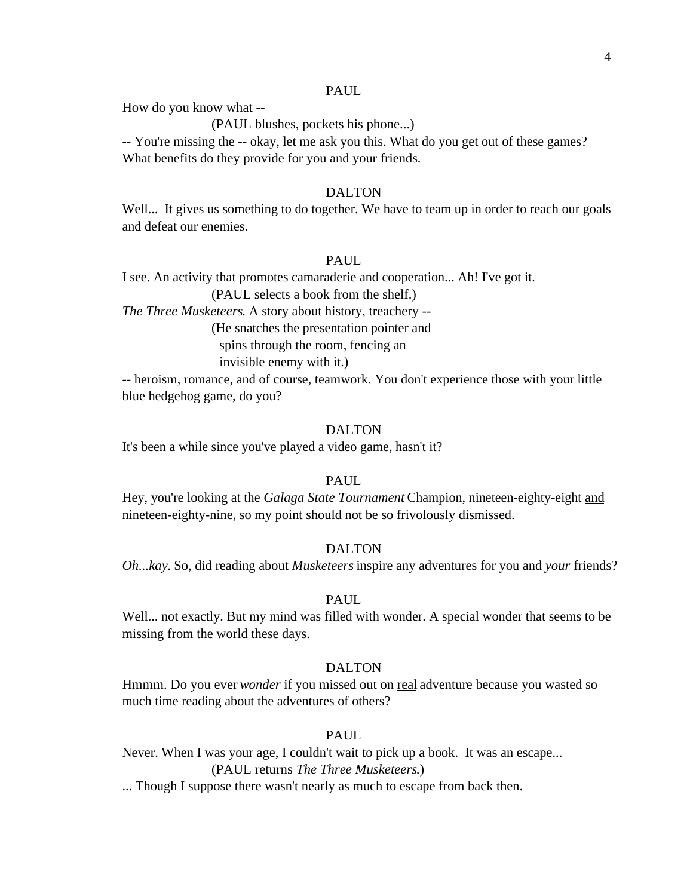PAUL

How do you know what --

(PAUL blushes, pockets his phone...)

-- You're missing the -- okay, let me ask you this. What do you get out of these games? What benefits do they provide for you and your friends.

DALTON

Well... It gives us something to do together. We have to team up in order to reach our goals and defeat our enemies.

PAUL

I see. An activity that promotes camaraderie and cooperation... Ah! I've got it.

(PAUL selects a book from the shelf.)

*The Three Musketeers.* A story about history, treachery --

(He snatches the presentation pointer and spins through the room, fencing an invisible enemy with it.)

-- heroism, romance, and of course, teamwork. You don't experience those with your little blue hedgehog game, do you?

DALTON

It's been a while since you've played a video game, hasn't it?

PAUL

Hey, you're looking at the *Galaga State Tournament* Champion, nineteen-eighty-eight <u>and</u> nineteen-eighty-nine, so my point should not be so frivolously dismissed.

DALTON

*Oh...kay.* So, did reading about *Musketeers* inspire any adventures for you and *your* friends?

PAUL

Well... not exactly. But my mind was filled with wonder. A special wonder that seems to be missing from the world these days.

DALTON

Hmmm. Do you ever *wonder* if you missed out on <u>real</u> adventure because you wasted so much time reading about the adventures of others?

PAUL

Never. When I was your age, I couldn't wait to pick up a book. It was an escape...

(PAUL returns *The Three Musketeers.*)

... Though I suppose there wasn't nearly as much to escape from back then.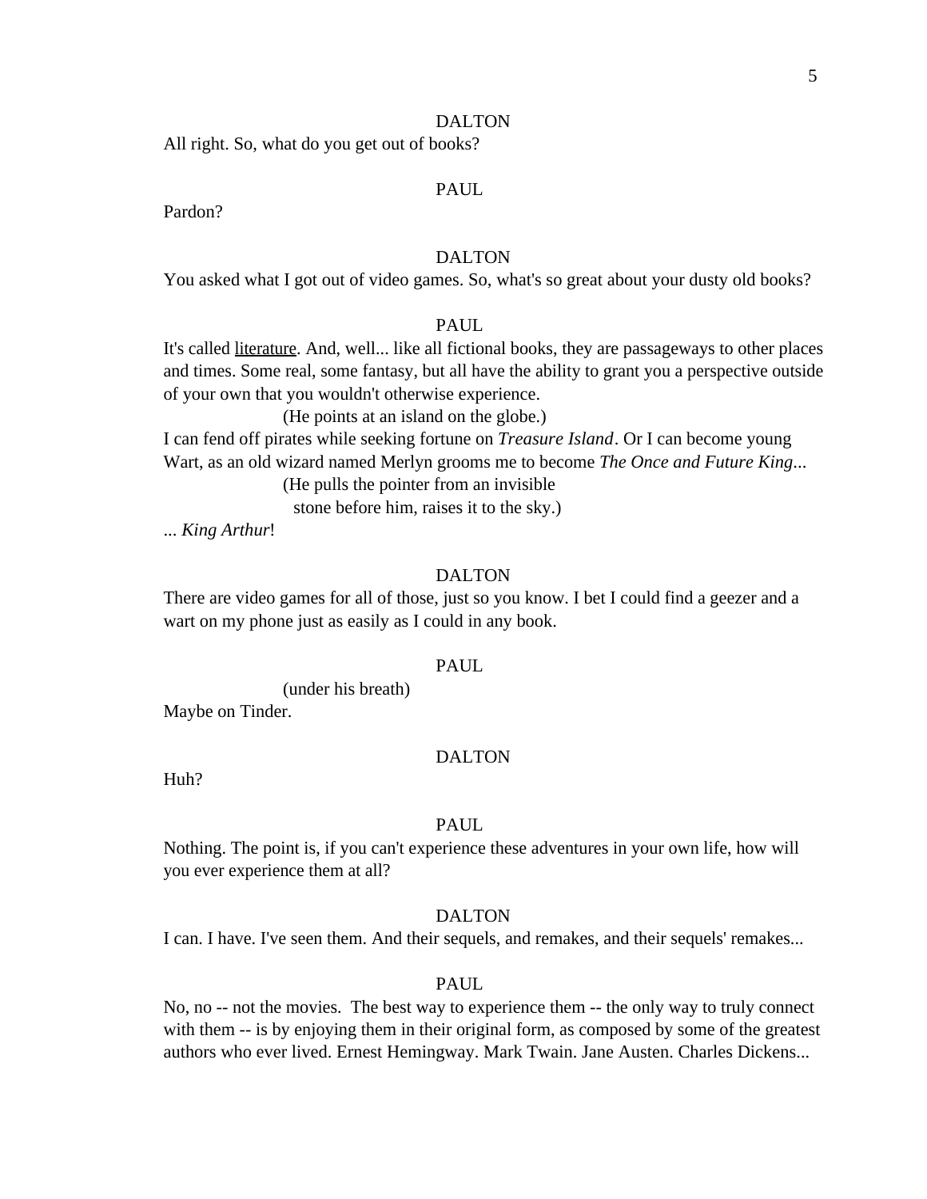DALTON

All right. So, what do you get out of books?

PAUL

Pardon?

DALTON

You asked what I got out of video games. So, what's so great about your dusty old books?

PAUL

It's called <u>literature</u>. And, well... like all fictional books, they are passageways to other places and times. Some real, some fantasy, but all have the ability to grant you a perspective outside of your own that you wouldn't otherwise experience.

(He points at an island on the globe.)

I can fend off pirates while seeking fortune on *Treasure Island*. Or I can become young Wart, as an old wizard named Merlyn grooms me to become *The Once and Future King*...

(He pulls the pointer from an invisible stone before him, raises it to the sky.)

... *King Arthur*!

DALTON

There are video games for all of those, just so you know. I bet I could find a geezer and a wart on my phone just as easily as I could in any book.

PAUL

(under his breath)

Maybe on Tinder.

DALTON

Huh?

PAUL

Nothing. The point is, if you can't experience these adventures in your own life, how will you ever experience them at all?

DALTON

I can. I have. I've seen them. And their sequels, and remakes, and their sequels' remakes...

PAUL

No, no -- not the movies. The best way to experience them -- the only way to truly connect with them -- is by enjoying them in their original form, as composed by some of the greatest authors who ever lived. Ernest Hemingway. Mark Twain. Jane Austen. Charles Dickens...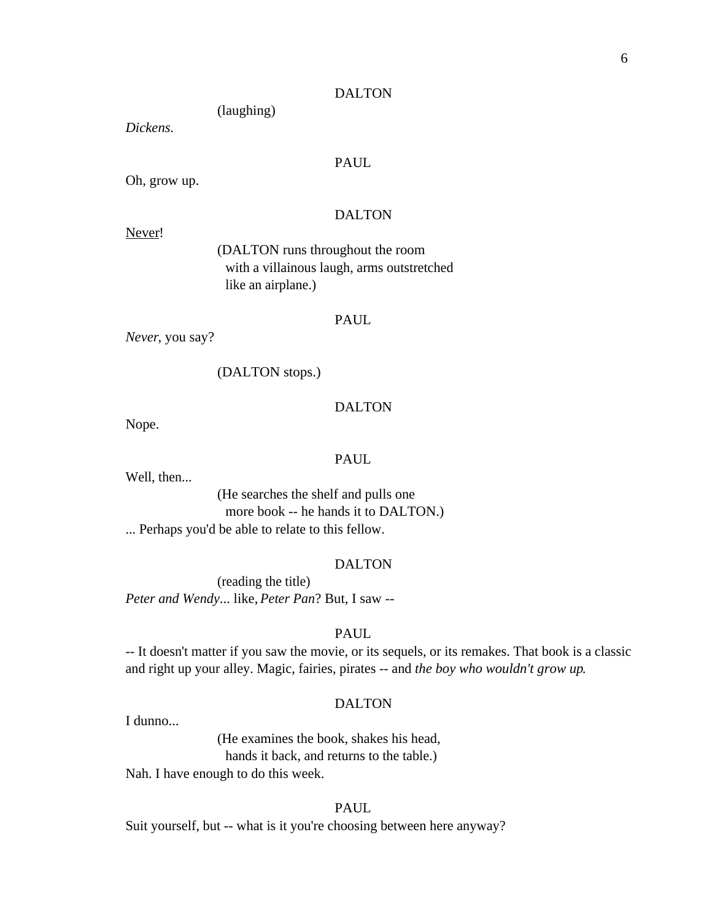DALTON

(laughing)

*Dickens.*

PAUL

Oh, grow up.

DALTON

<u>Never</u>!

(DALTON runs throughout the room with a villainous laugh, arms outstretched like an airplane.)

PAUL

*Never*, you say?

(DALTON stops.)

DALTON

Nope.

PAUL

Well, then...

(He searches the shelf and pulls one more book -- he hands it to DALTON.)

... Perhaps you'd be able to relate to this fellow.

DALTON

(reading the title)

*Peter and Wendy*... like, *Peter Pan*? But, I saw --

PAUL

-- It doesn't matter if you saw the movie, or its sequels, or its remakes. That book is a classic and right up your alley. Magic, fairies, pirates -- and *the boy who wouldn't grow up*.

DALTON

I dunno...

(He examines the book, shakes his head, hands it back, and returns to the table.)

Nah. I have enough to do this week.

PAUL

Suit yourself, but -- what is it you're choosing between here anyway?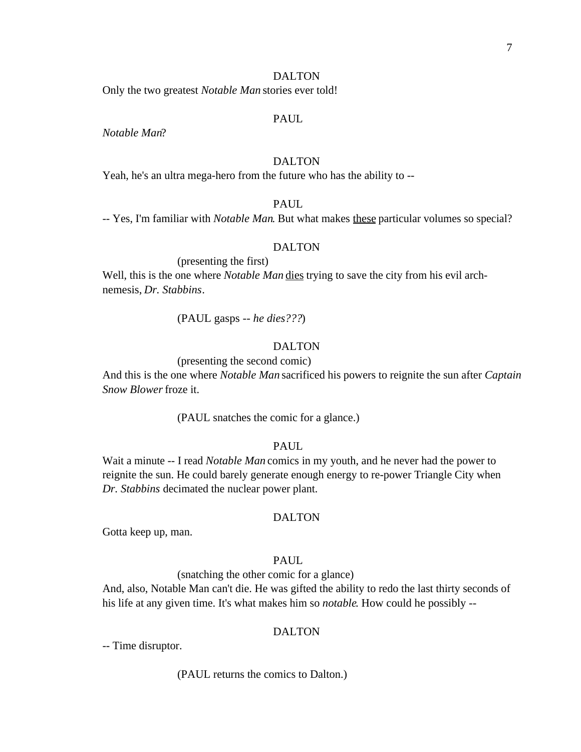DALTON

Only the two greatest *Notable Man* stories ever told!

PAUL

*Notable Man*?

DALTON

Yeah, he's an ultra mega-hero from the future who has the ability to --

PAUL

-- Yes, I'm familiar with *Notable Man*. But what makes <u>these</u> particular volumes so special?

DALTON

(presenting the first)

Well, this is the one where *Notable Man* <u>dies</u> trying to save the city from his evil arch-nemesis, *Dr. Stabbins*.

(PAUL gasps -- *he dies???*)

DALTON

(presenting the second comic)

And this is the one where *Notable Man* sacrificed his powers to reignite the sun after *Captain Snow Blower* froze it.

(PAUL snatches the comic for a glance.)

PAUL

Wait a minute -- I read *Notable Man* comics in my youth, and he never had the power to reignite the sun. He could barely generate enough energy to re-power Triangle City when *Dr. Stabbins* decimated the nuclear power plant.

DALTON

Gotta keep up, man.

PAUL

(snatching the other comic for a glance)

And, also, Notable Man can't die. He was gifted the ability to redo the last thirty seconds of his life at any given time. It's what makes him so *notable*. How could he possibly --

DALTON

-- Time disruptor.

(PAUL returns the comics to Dalton.)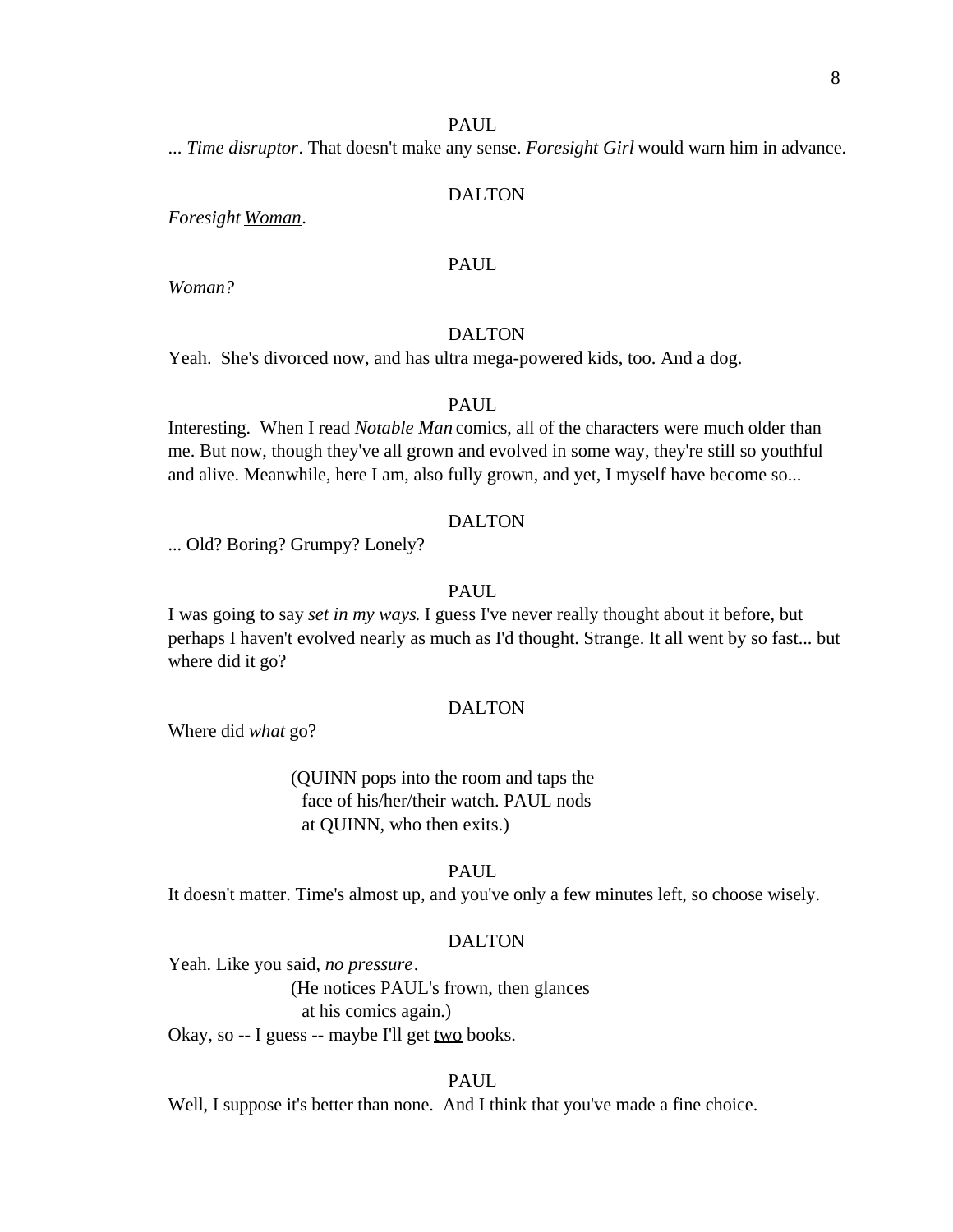PAUL

... *Time disruptor*. That doesn't make any sense. *Foresight Girl* would warn him in advance.

DALTON

*Foresight Woman*.

PAUL

*Woman?*

DALTON

Yeah. She's divorced now, and has ultra mega-powered kids, too. And a dog.

PAUL

Interesting. When I read *Notable Man* comics, all of the characters were much older than me. But now, though they've all grown and evolved in some way, they're still so youthful and alive. Meanwhile, here I am, also fully grown, and yet, I myself have become so...

DALTON

... Old? Boring? Grumpy? Lonely?

PAUL

I was going to say *set in my ways*. I guess I've never really thought about it before, but perhaps I haven't evolved nearly as much as I'd thought. Strange. It all went by so fast... but where did it go?

DALTON

Where did *what* go?

(QUINN pops into the room and taps the face of his/her/their watch. PAUL nods at QUINN, who then exits.)

PAUL

It doesn't matter. Time's almost up, and you've only a few minutes left, so choose wisely.

DALTON

Yeah. Like you said, *no pressure*.

(He notices PAUL's frown, then glances at his comics again.)

Okay, so -- I guess -- maybe I'll get two books.

PAUL

Well, I suppose it's better than none. And I think that you've made a fine choice.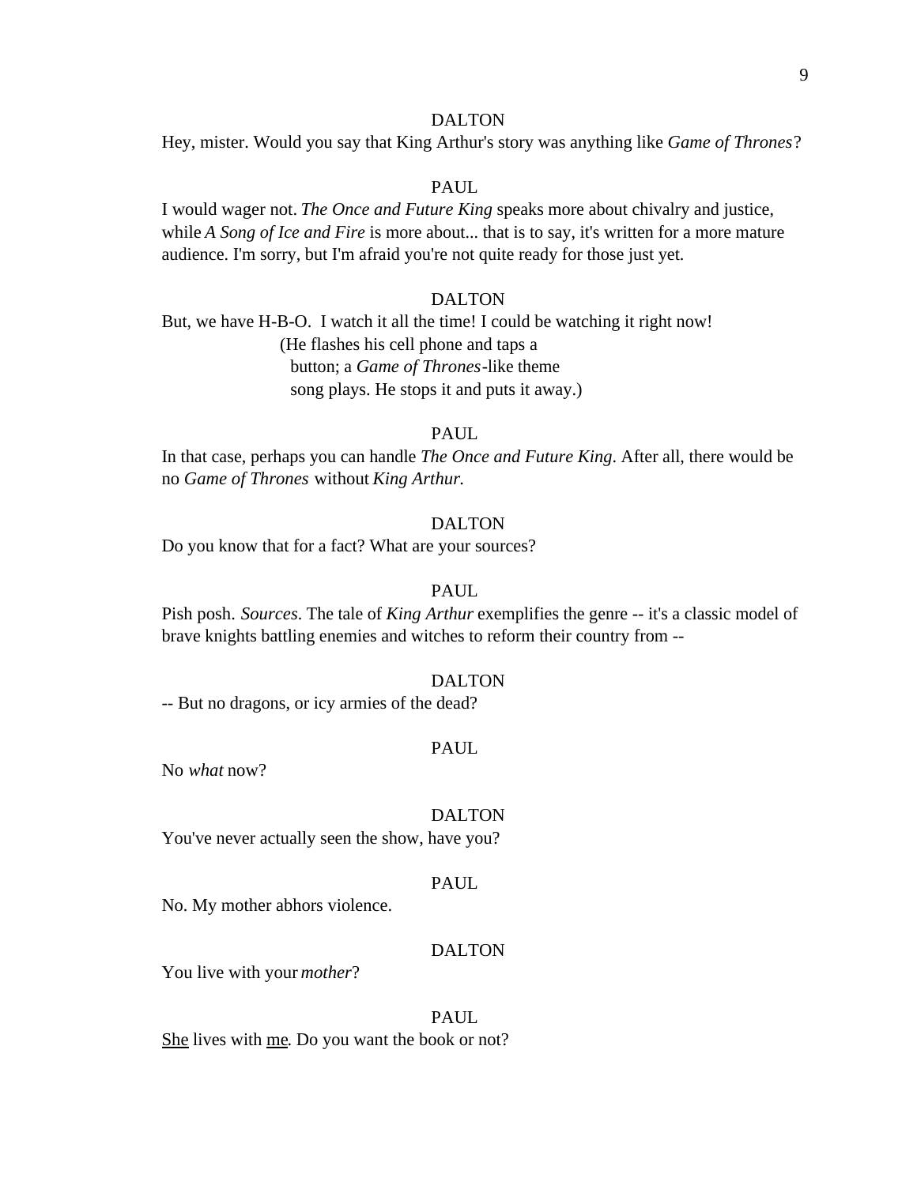DALTON

Hey, mister. Would you say that King Arthur's story was anything like *Game of Thrones*?

PAUL

I would wager not. *The Once and Future King* speaks more about chivalry and justice, while *A Song of Ice and Fire* is more about... that is to say, it's written for a more mature audience. I'm sorry, but I'm afraid you're not quite ready for those just yet.

DALTON

But, we have H-B-O. I watch it all the time! I could be watching it right now!

(He flashes his cell phone and taps a button; a *Game of Thrones*-like theme song plays. He stops it and puts it away.)

PAUL

In that case, perhaps you can handle *The Once and Future King*. After all, there would be no *Game of Thrones* without *King Arthur.*

DALTON

Do you know that for a fact? What are your sources?

PAUL

Pish posh. *Sources*. The tale of *King Arthur* exemplifies the genre -- it's a classic model of brave knights battling enemies and witches to reform their country from --

DALTON

-- But no dragons, or icy armies of the dead?

PAUL

No *what* now?

DALTON

You've never actually seen the show, have you?

PAUL

No. My mother abhors violence.

DALTON

You live with your *mother*?

PAUL

<u>She</u> lives with <u>me</u>. Do you want the book or not?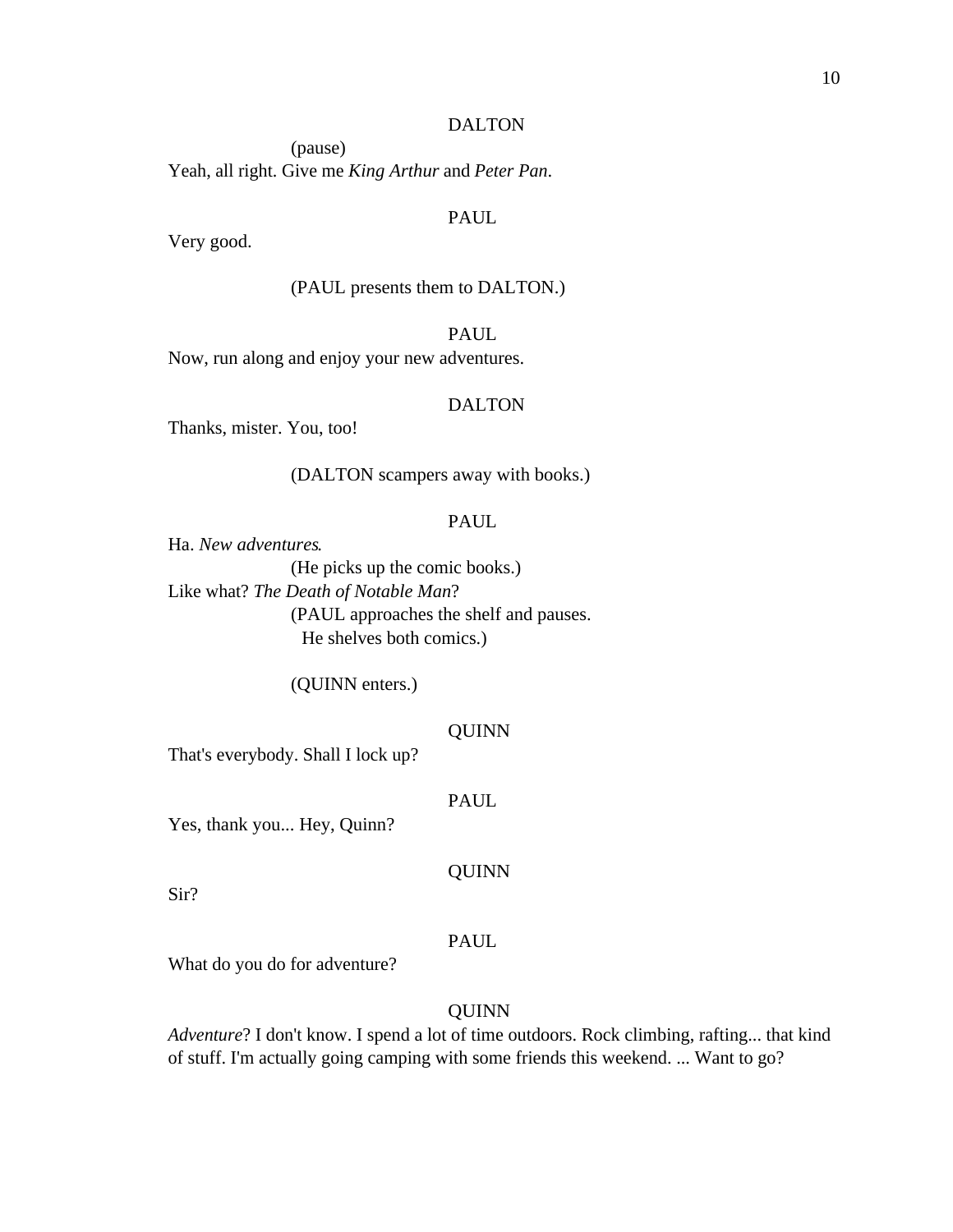DALTON

(pause)

Yeah, all right. Give me *King Arthur* and *Peter Pan*.

PAUL

Very good.

(PAUL presents them to DALTON.)

PAUL

Now, run along and enjoy your new adventures.

DALTON

Thanks, mister. You, too!

(DALTON scampers away with books.)

PAUL

Ha. *New adventures*.

(He picks up the comic books.)

Like what? *The Death of Notable Man*?

(PAUL approaches the shelf and pauses. He shelves both comics.)

(QUINN enters.)

QUINN

That's everybody. Shall I lock up?

PAUL

Yes, thank you... Hey, Quinn?

QUINN

Sir?

PAUL

What do you do for adventure?

QUINN

*Adventure*? I don't know. I spend a lot of time outdoors. Rock climbing, rafting... that kind of stuff. I'm actually going camping with some friends this weekend. ... Want to go?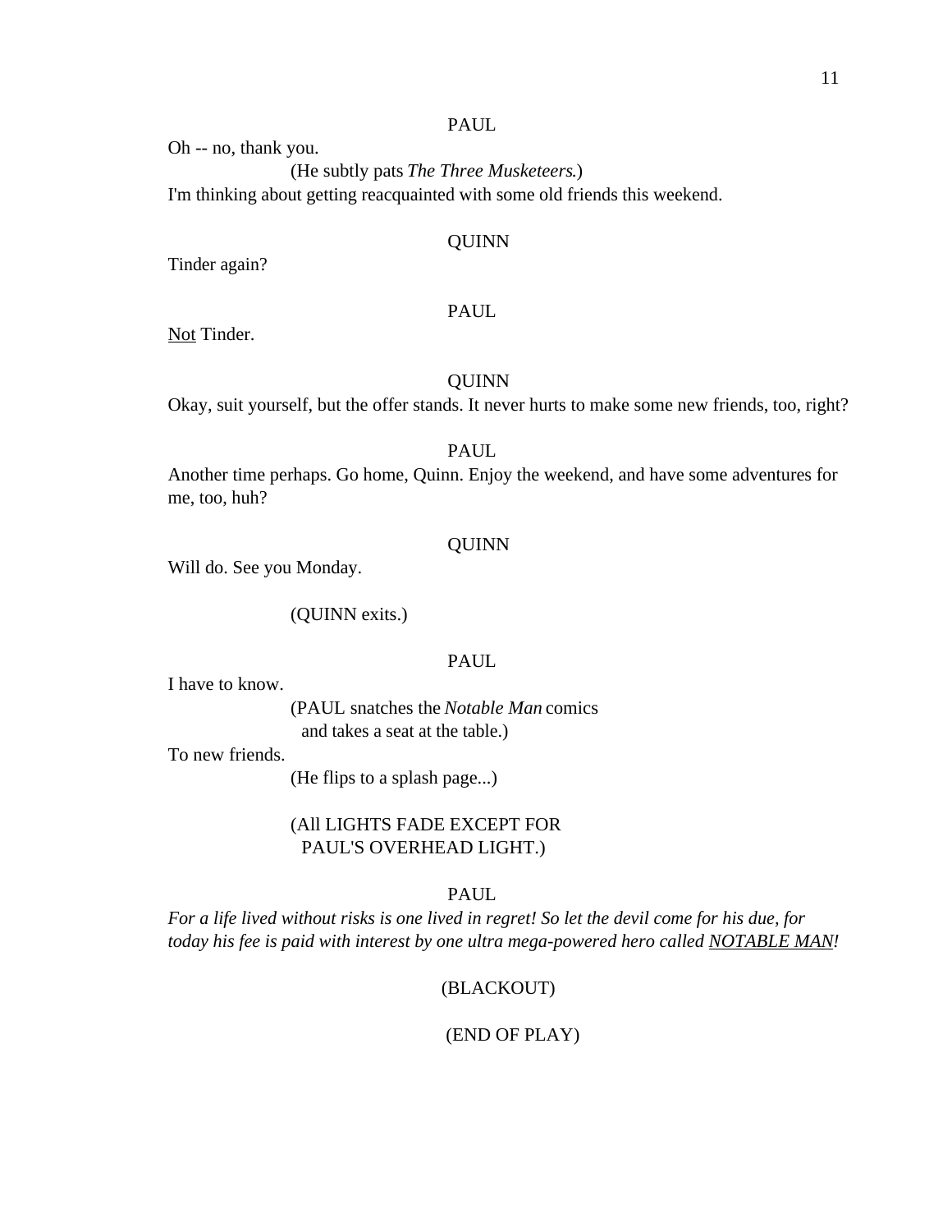PAUL

Oh -- no, thank you.

(He subtly pats *The Three Musketeers*.)

I'm thinking about getting reacquainted with some old friends this weekend.

QUINN

Tinder again?

PAUL

<u>Not</u> Tinder.

QUINN

Okay, suit yourself, but the offer stands. It never hurts to make some new friends, too, right?

PAUL

Another time perhaps. Go home, Quinn. Enjoy the weekend, and have some adventures for me, too, huh?

QUINN

Will do. See you Monday.

(QUINN exits.)

PAUL

I have to know.

(PAUL snatches the *Notable Man* comics and takes a seat at the table.)

To new friends.

(He flips to a splash page...)

(All LIGHTS FADE EXCEPT FOR PAUL'S OVERHEAD LIGHT.)

PAUL

*For a life lived without risks is one lived in regret! So let the devil come for his due, for today his fee is paid with interest by one ultra mega-powered hero called <u>NOTABLE MAN</u>!*

(BLACKOUT)

(END OF PLAY)